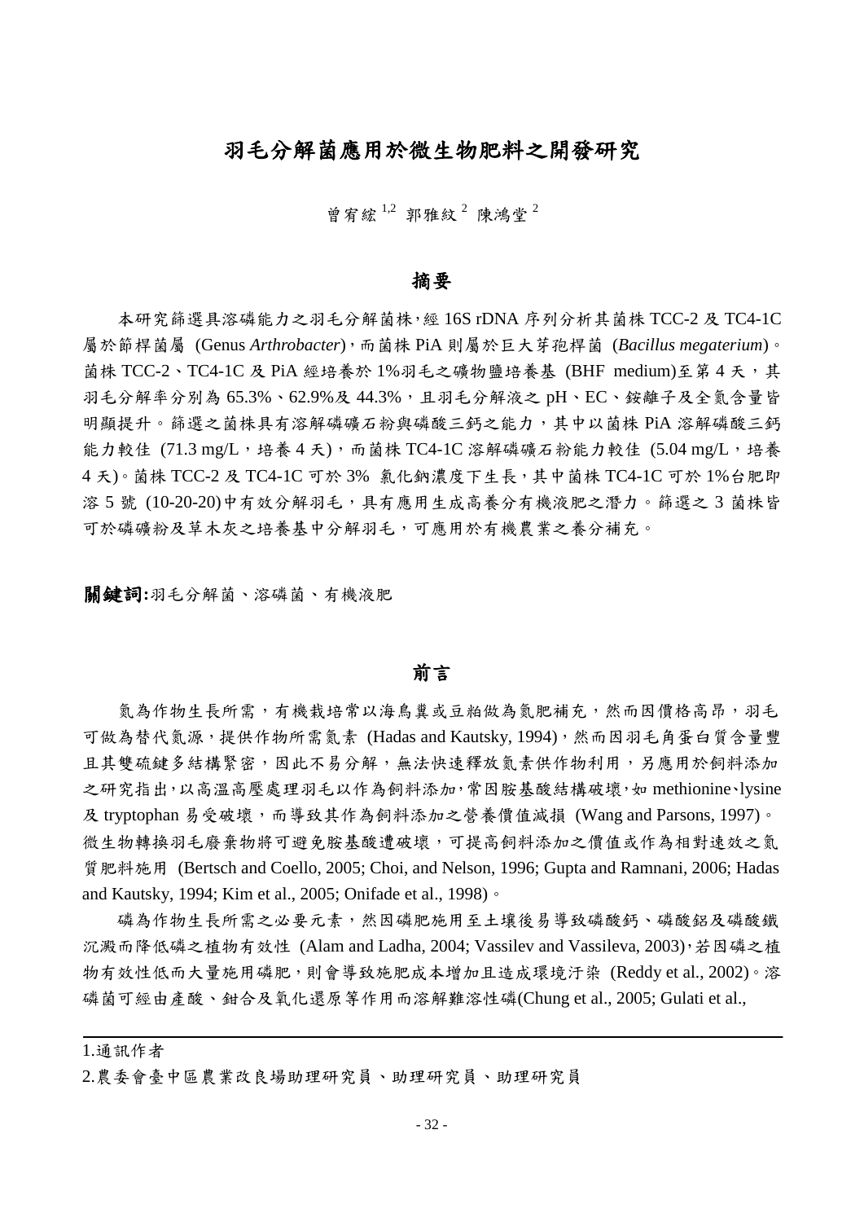# 羽毛分解菌應用於微生物肥料之開發研究

曾宥綋[1,2] 郭雅紋[2] 陳鴻堂[2]

## 摘要

本研究篩選具溶磷能力之羽毛分解菌株，經 16S rDNA 序列分析其菌株 TCC-2 及 TC4-1C 屬於節桿菌屬 (Genus *Arthrobacter*)，而菌株 PiA 則屬於巨大芽孢桿菌 (*Bacillus megaterium*)。菌株 TCC-2、TC4-1C 及 PiA 經培養於 1%羽毛之礦物鹽培養基 (BHF medium)至第 4 天，其羽毛分解率分別為 65.3%、62.9%及 44.3%，且羽毛分解液之 pH、EC、銨離子及全氮含量皆明顯提升。篩選之菌株具有溶解磷礦石粉與磷酸三鈣之能力，其中以菌株 PiA 溶解磷酸三鈣能力較佳 (71.3 mg/L，培養 4 天)，而菌株 TC4-1C 溶解磷礦石粉能力較佳 (5.04 mg/L，培養 4 天)。菌株 TCC-2 及 TC4-1C 可於 3% 氯化鈉濃度下生長，其中菌株 TC4-1C 可於 1%台肥即溶 5 號 (10-20-20)中有效分解羽毛，具有應用生成高養分有機液肥之潛力。篩選之 3 菌株皆可於磷礦粉及草木灰之培養基中分解羽毛，可應用於有機農業之養分補充。

**關鍵詞:**羽毛分解菌、溶磷菌、有機液肥

## 前言

氮為作物生長所需，有機栽培常以海鳥糞或豆粕做為氮肥補充，然而因價格高昂，羽毛可做為替代氮源，提供作物所需氮素 (Hadas and Kautsky, 1994)，然而因羽毛角蛋白質含量豐且其雙硫鍵多結構緊密，因此不易分解，無法快速釋放氮素供作物利用，另應用於飼料添加之研究指出，以高溫高壓處理羽毛以作為飼料添加，常因胺基酸結構破壞，如 methionine、lysine 及 tryptophan 易受破壞，而導致其作為飼料添加之營養價值減損 (Wang and Parsons, 1997)。微生物轉換羽毛廢棄物將可避免胺基酸遭破壞，可提高飼料添加之價值或作為相對速效之氮質肥料施用 (Bertsch and Coello, 2005; Choi, and Nelson, 1996; Gupta and Ramnani, 2006; Hadas and Kautsky, 1994; Kim et al., 2005; Onifade et al., 1998)。

磷為作物生長所需之必要元素，然因磷肥施用至土壤後易導致磷酸鈣、磷酸鋁及磷酸鐵沉澱而降低磷之植物有效性 (Alam and Ladha, 2004; Vassilev and Vassileva, 2003)，若因磷之植物有效性低而大量施用磷肥，則會導致施肥成本增加且造成環境汙染 (Reddy et al., 2002)。溶磷菌可經由產酸、鉗合及氧化還原等作用而溶解難溶性磷(Chung et al., 2005; Gulati et al.,

---

1.通訊作者

2.農委會臺中區農業改良場助理研究員、助理研究員、助理研究員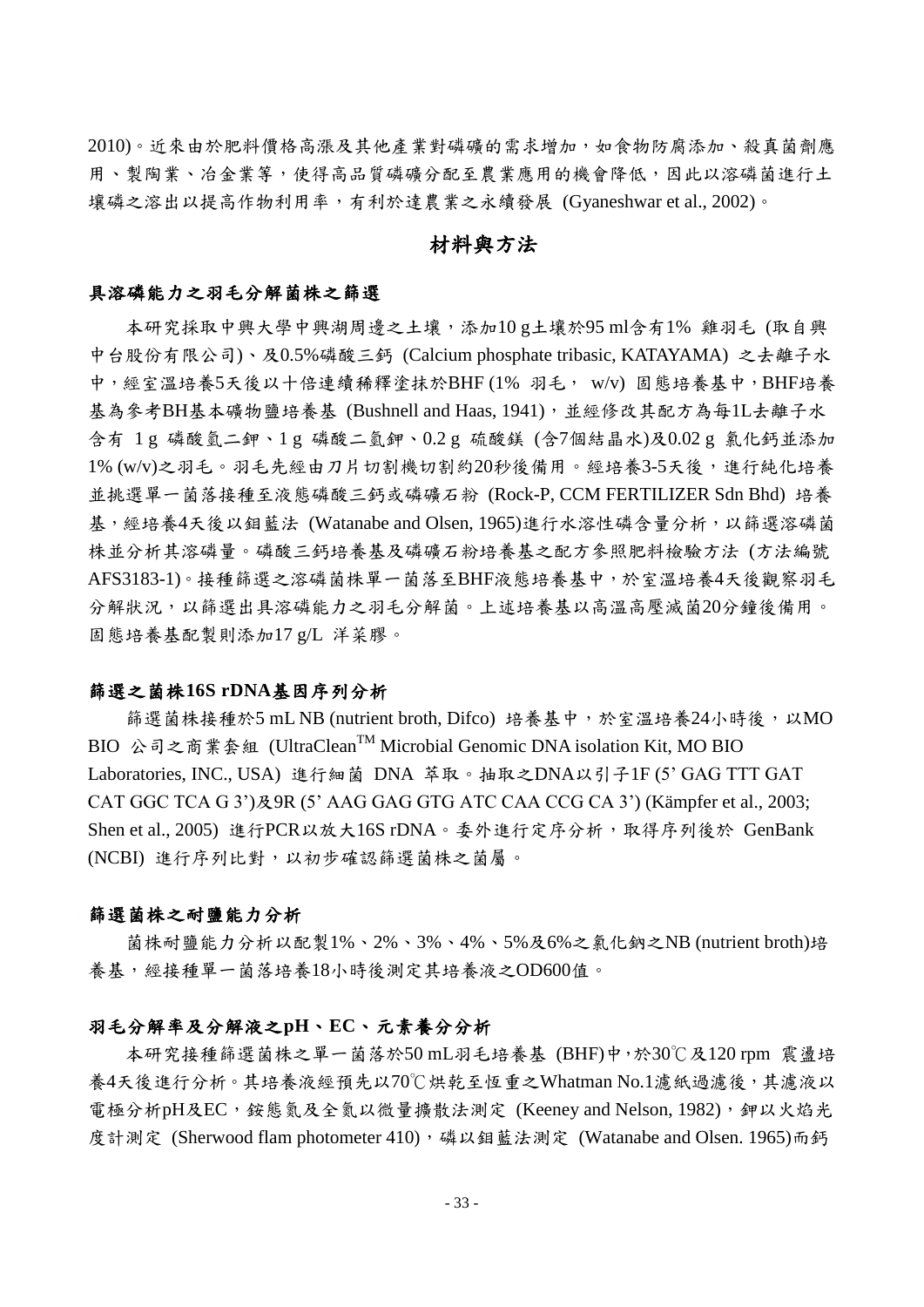2010)。近來由於肥料價格高漲及其他產業對磷礦的需求增加，如食物防腐添加、殺真菌劑應用、製陶業、冶金業等，使得高品質磷礦分配至農業應用的機會降低，因此以溶磷菌進行土壤磷之溶出以提高作物利用率，有利於達農業之永續發展 (Gyaneshwar et al., 2002)。

## 材料與方法

### 具溶磷能力之羽毛分解菌株之篩選

本研究採取中興大學中興湖周邊之土壤，添加10 g土壤於95 ml含有1% 雞羽毛 (取自興中台股份有限公司)、及0.5%磷酸三鈣 (Calcium phosphate tribasic, KATAYAMA) 之去離子水中，經室溫培養5天後以十倍連續稀釋塗抹於BHF (1% 羽毛， w/v) 固態培養基中，BHF培養基為參考BH基本礦物鹽培養基 (Bushnell and Haas, 1941)，並經修改其配方為每1L去離子水含有 1 g 磷酸氫二鉀、1 g 磷酸二氫鉀、0.2 g 硫酸鎂 (含7個結晶水)及0.02 g 氯化鈣並添加1% (w/v)之羽毛。羽毛先經由刀片切割機切割約20秒後備用。經培養3-5天後，進行純化培養並挑選單一菌落接種至液態磷酸三鈣或磷礦石粉 (Rock-P, CCM FERTILIZER Sdn Bhd) 培養基，經培養4天後以鉬藍法 (Watanabe and Olsen, 1965)進行水溶性磷含量分析，以篩選溶磷菌株並分析其溶磷量。磷酸三鈣培養基及磷礦石粉培養基之配方參照肥料檢驗方法 (方法編號AFS3183-1)。接種篩選之溶磷菌株單一菌落至BHF液態培養基中，於室溫培養4天後觀察羽毛分解狀況，以篩選出具溶磷能力之羽毛分解菌。上述培養基以高溫高壓滅菌20分鐘後備用。固態培養基配製則添加17 g/L 洋菜膠。

### 篩選之菌株16S rDNA基因序列分析

篩選菌株接種於5 mL NB (nutrient broth, Difco) 培養基中，於室溫培養24小時後，以MO BIO 公司之商業套組 (UltraClean™ Microbial Genomic DNA isolation Kit, MO BIO Laboratories, INC., USA) 進行細菌 DNA 萃取。抽取之DNA以引子1F (5’ GAG TTT GAT CAT GGC TCA G 3’)及9R (5’ AAG GAG GTG ATC CAA CCG CA 3’) (Kämpfer et al., 2003; Shen et al., 2005) 進行PCR以放大16S rDNA。委外進行定序分析，取得序列後於 GenBank (NCBI) 進行序列比對，以初步確認篩選菌株之菌屬。

### 篩選菌株之耐鹽能力分析

菌株耐鹽能力分析以配製1%、2%、3%、4%、5%及6%之氯化鈉之NB (nutrient broth)培養基，經接種單一菌落培養18小時後測定其培養液之OD600值。

### 羽毛分解率及分解液之pH、EC、元素養分分析

本研究接種篩選菌株之單一菌落於50 mL羽毛培養基 (BHF)中，於30℃及120 rpm 震盪培養4天後進行分析。其培養液經預先以70℃烘乾至恆重之Whatman No.1濾紙過濾後，其濾液以電極分析pH及EC，銨態氮及全氮以微量擴散法測定 (Keeney and Nelson, 1982)，鉀以火焰光度計測定 (Sherwood flam photometer 410)，磷以鉬藍法測定 (Watanabe and Olsen. 1965)而鈣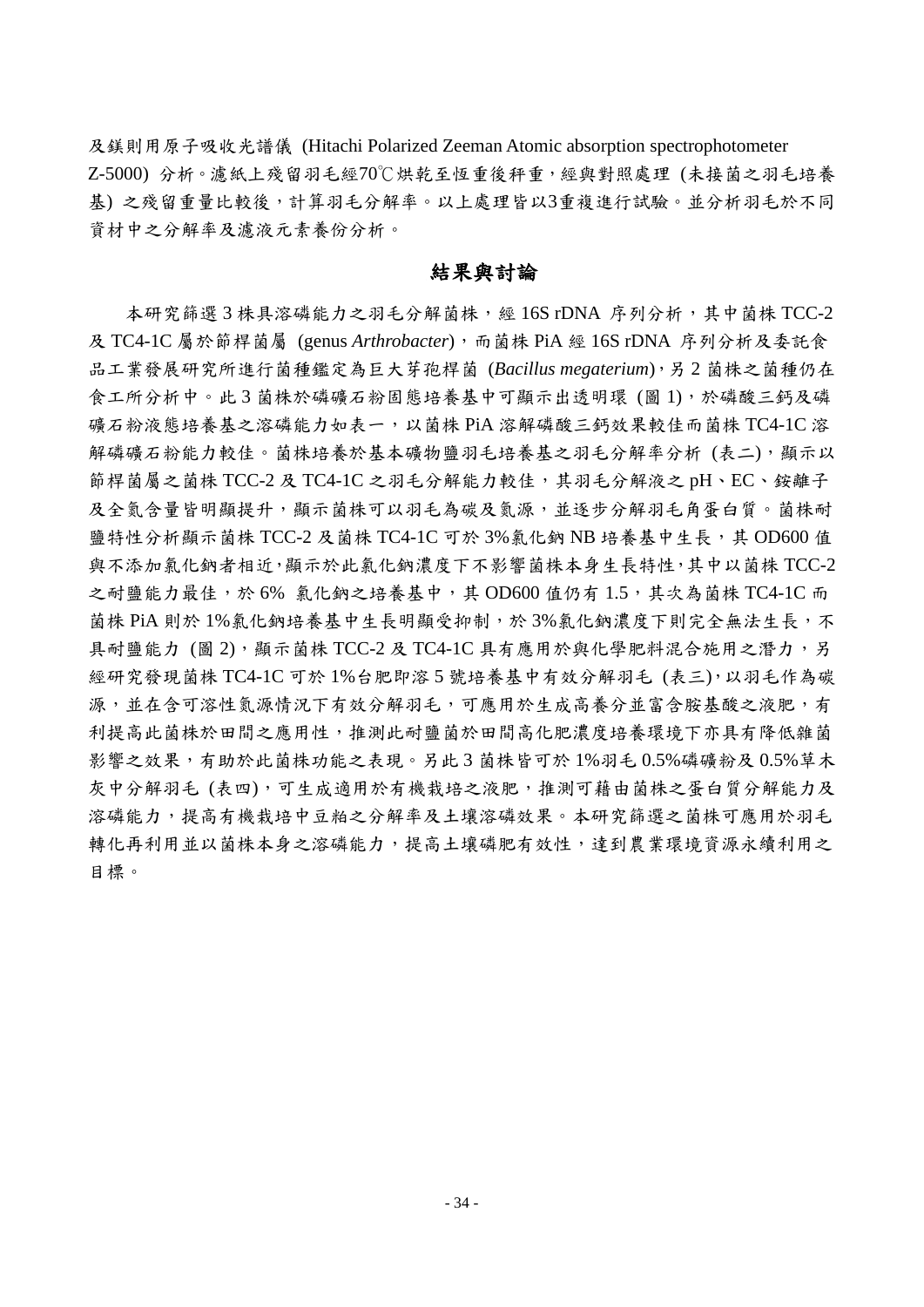及鎂則用原子吸收光譜儀 (Hitachi Polarized Zeeman Atomic absorption spectrophotometer Z-5000) 分析。濾紙上殘留羽毛經70℃烘乾至恆重後秤重，經與對照處理 (未接菌之羽毛培養基) 之殘留重量比較後，計算羽毛分解率。以上處理皆以3重複進行試驗。並分析羽毛於不同資材中之分解率及濾液元素養份分析。

## 結果與討論

本研究篩選 3 株具溶磷能力之羽毛分解菌株，經 16S rDNA 序列分析，其中菌株 TCC-2 及 TC4-1C 屬於節桿菌屬 (genus *Arthrobacter*)，而菌株 PiA 經 16S rDNA 序列分析及委託食品工業發展研究所進行菌種鑑定為巨大芽孢桿菌 (*Bacillus megaterium*)，另 2 菌株之菌種仍在食工所分析中。此 3 菌株於磷礦石粉固態培養基中可顯示出透明環 (圖 1)，於磷酸三鈣及磷礦石粉液態培養基之溶磷能力如表一，以菌株 PiA 溶解磷酸三鈣效果較佳而菌株 TC4-1C 溶解磷礦石粉能力較佳。菌株培養於基本礦物鹽羽毛培養基之羽毛分解率分析 (表二)，顯示以節桿菌屬之菌株 TCC-2 及 TC4-1C 之羽毛分解能力較佳，其羽毛分解液之 pH、EC、銨離子及全氮含量皆明顯提升，顯示菌株可以羽毛為碳及氮源，並逐步分解羽毛角蛋白質。菌株耐鹽特性分析顯示菌株 TCC-2 及菌株 TC4-1C 可於 3%氯化鈉 NB 培養基中生長，其 OD600 值與不添加氯化鈉者相近，顯示於此氯化鈉濃度下不影響菌株本身生長特性，其中以菌株 TCC-2 之耐鹽能力最佳，於 6% 氯化鈉之培養基中，其 OD600 值仍有 1.5，其次為菌株 TC4-1C 而菌株 PiA 則於 1%氯化鈉培養基中生長明顯受抑制，於 3%氯化鈉濃度下則完全無法生長，不具耐鹽能力 (圖 2)，顯示菌株 TCC-2 及 TC4-1C 具有應用於與化學肥料混合施用之潛力，另經研究發現菌株 TC4-1C 可於 1%台肥即溶 5 號培養基中有效分解羽毛 (表三)，以羽毛作為碳源，並在含可溶性氮源情況下有效分解羽毛，可應用於生成高養分並富含胺基酸之液肥，有利提高此菌株於田間之應用性，推測此耐鹽菌於田間高化肥濃度培養環境下亦具有降低雜菌影響之效果，有助於此菌株功能之表現。另此 3 菌株皆可於 1%羽毛 0.5%磷礦粉及 0.5%草木灰中分解羽毛 (表四)，可生成適用於有機栽培之液肥，推測可藉由菌株之蛋白質分解能力及溶磷能力，提高有機栽培中豆粕之分解率及土壤溶磷效果。本研究篩選之菌株可應用於羽毛轉化再利用並以菌株本身之溶磷能力，提高土壤磷肥有效性，達到農業環境資源永續利用之目標。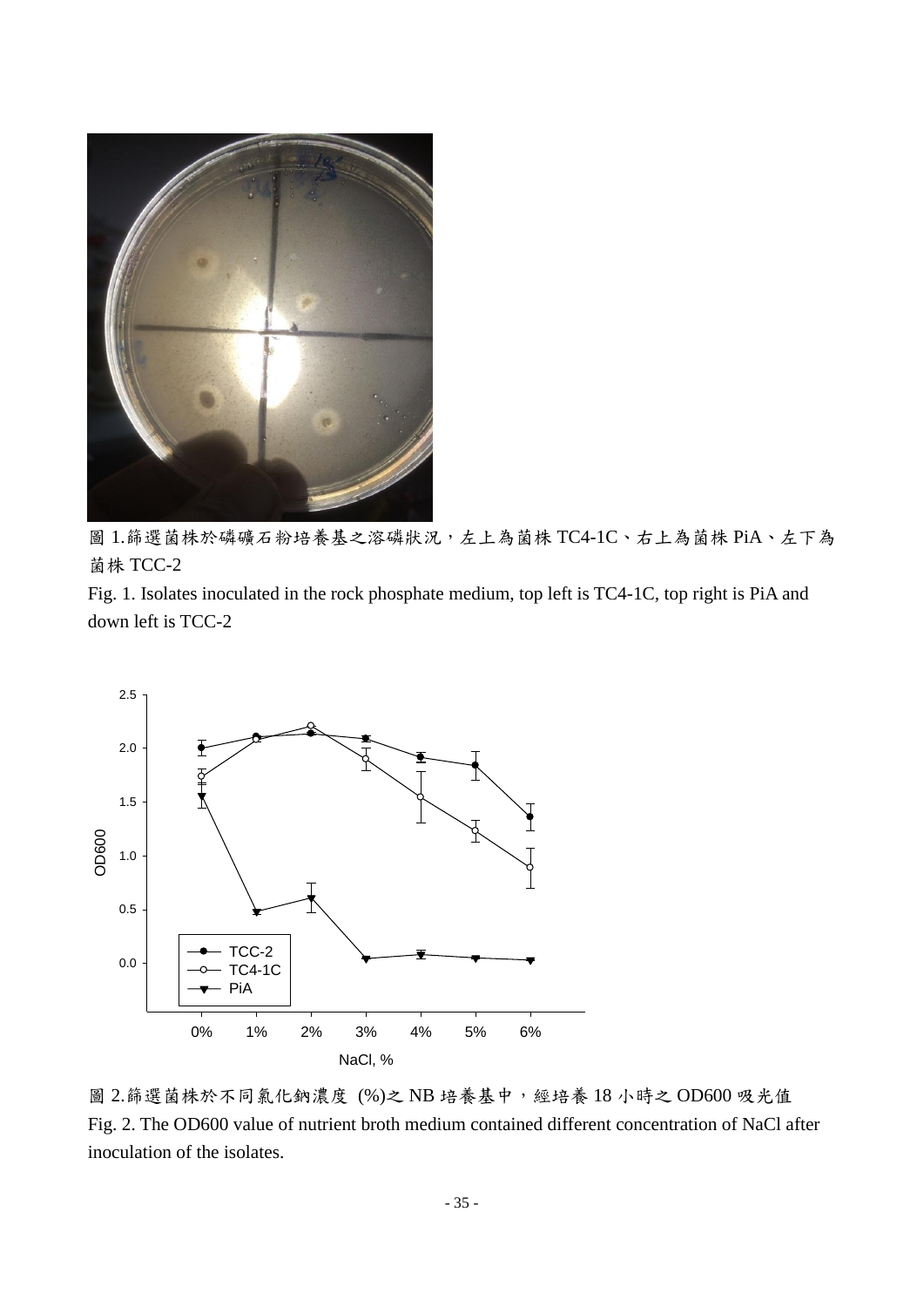圖 1.篩選菌株於磷礦石粉培養基之溶磷狀況，左上為菌株 TC4-1C、右上為菌株 PiA、左下為菌株 TCC-2

Fig. 1. Isolates inoculated in the rock phosphate medium, top left is TC4-1C, top right is PiA and down left is TCC-2

圖 2.篩選菌株於不同氯化鈉濃度 (%)之 NB 培養基中，經培養 18 小時之 OD600 吸光值

Fig. 2. The OD600 value of nutrient broth medium contained different concentration of NaCl after inoculation of the isolates.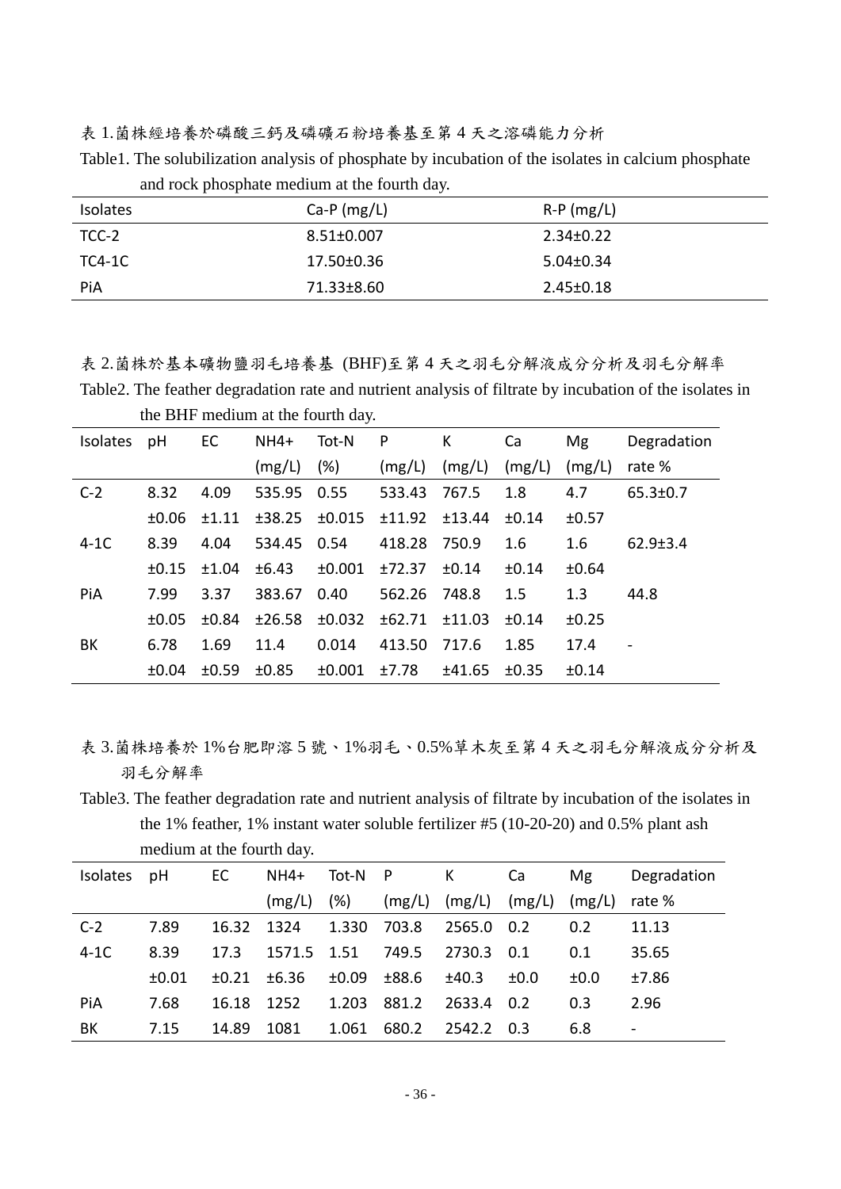表 1.菌株經培養於磷酸三鈣及磷礦石粉培養基至第 4 天之溶磷能力分析

Table1. The solubilization analysis of phosphate by incubation of the isolates in calcium phosphate and rock phosphate medium at the fourth day.

| Isolates | Ca-P (mg/L) | R-P (mg/L) |
|---|---|---|
| TCC-2 | 8.51±0.007 | 2.34±0.22 |
| TC4-1C | 17.50±0.36 | 5.04±0.34 |
| PiA | 71.33±8.60 | 2.45±0.18 |

表 2.菌株於基本礦物鹽羽毛培養基 (BHF)至第 4 天之羽毛分解液成分分析及羽毛分解率

Table2. The feather degradation rate and nutrient analysis of filtrate by incubation of the isolates in the BHF medium at the fourth day.

| Isolates | pH | EC | NH4+ (mg/L) | Tot-N (%) | P (mg/L) | K (mg/L) | Ca (mg/L) | Mg (mg/L) | Degradation rate % |
|---|---|---|---|---|---|---|---|---|---|
| C-2 | 8.32 ±0.06 | 4.09 ±1.11 | 535.95 ±38.25 | 0.55 ±0.015 | 533.43 ±11.92 | 767.5 ±13.44 | 1.8 ±0.14 | 4.7 ±0.57 | 65.3±0.7 |
| 4-1C | 8.39 ±0.15 | 4.04 ±1.04 | 534.45 ±6.43 | 0.54 ±0.001 | 418.28 ±72.37 | 750.9 ±0.14 | 1.6 ±0.14 | 1.6 ±0.64 | 62.9±3.4 |
| PiA | 7.99 ±0.05 | 3.37 ±0.84 | 383.67 ±26.58 | 0.40 ±0.032 | 562.26 ±62.71 | 748.8 ±11.03 | 1.5 ±0.14 | 1.3 ±0.25 | 44.8 |
| BK | 6.78 ±0.04 | 1.69 ±0.59 | 11.4 ±0.85 | 0.014 ±0.001 | 413.50 ±7.78 | 717.6 ±41.65 | 1.85 ±0.35 | 17.4 ±0.14 | - |

表 3.菌株培養於 1%台肥即溶 5 號、1%羽毛、0.5%草木灰至第 4 天之羽毛分解液成分分析及羽毛分解率

Table3. The feather degradation rate and nutrient analysis of filtrate by incubation of the isolates in the 1% feather, 1% instant water soluble fertilizer #5 (10-20-20) and 0.5% plant ash medium at the fourth day.

| Isolates | pH | EC | NH4+ (mg/L) | Tot-N (%) | P (mg/L) | K (mg/L) | Ca (mg/L) | Mg (mg/L) | Degradation rate % |
|---|---|---|---|---|---|---|---|---|---|
| C-2 | 7.89 | 16.32 | 1324 | 1.330 | 703.8 | 2565.0 | 0.2 | 0.2 | 11.13 |
| 4-1C | 8.39 ±0.01 | 17.3 ±0.21 | 1571.5 ±6.36 | 1.51 ±0.09 | 749.5 ±88.6 | 2730.3 ±40.3 | 0.1 ±0.0 | 0.1 ±0.0 | 35.65 ±7.86 |
| PiA | 7.68 | 16.18 | 1252 | 1.203 | 881.2 | 2633.4 | 0.2 | 0.3 | 2.96 |
| BK | 7.15 | 14.89 | 1081 | 1.061 | 680.2 | 2542.2 | 0.3 | 6.8 | - |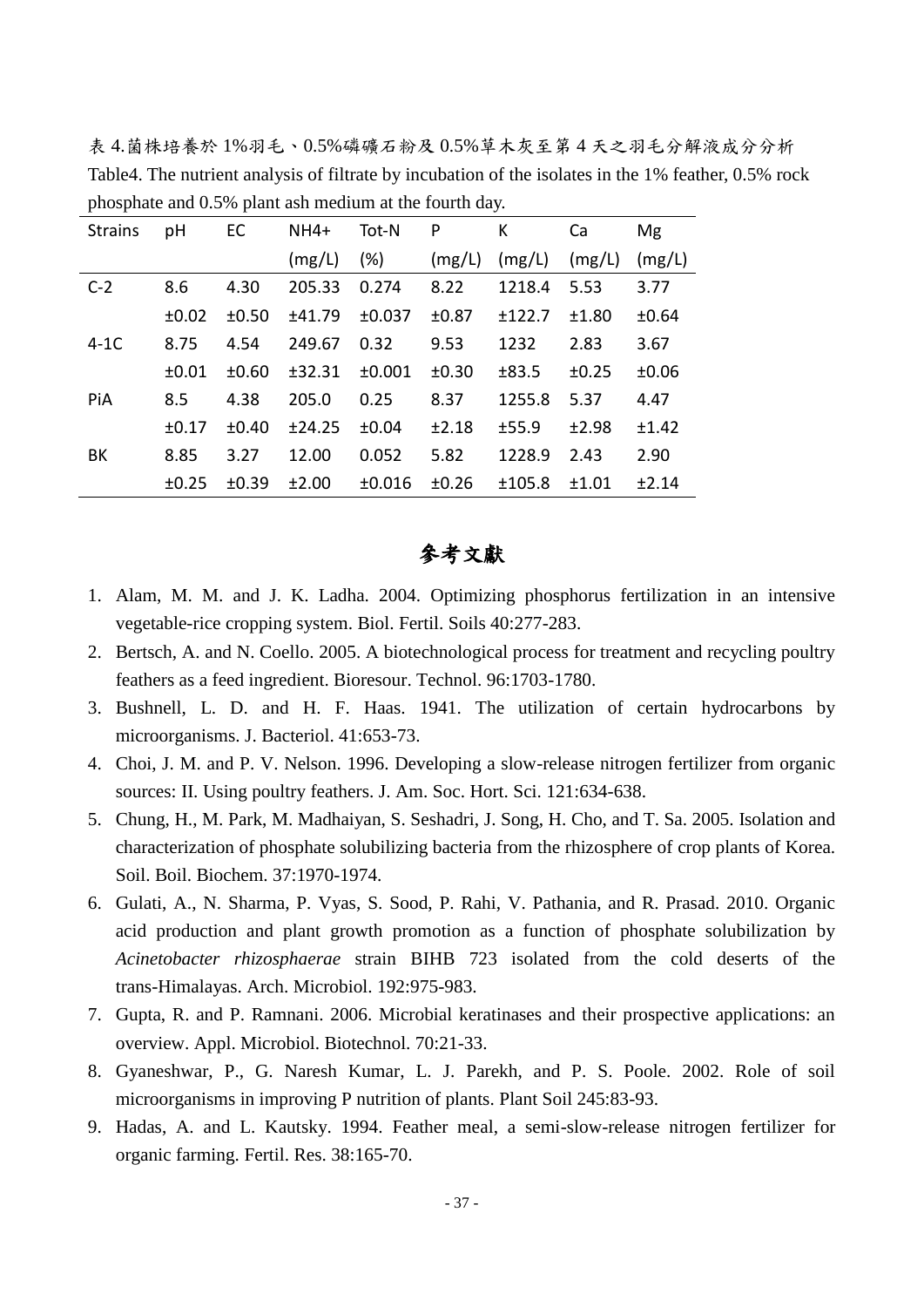表 4.菌株培養於 1%羽毛、0.5%磷礦石粉及 0.5%草木灰至第 4 天之羽毛分解液成分分析

Table4. The nutrient analysis of filtrate by incubation of the isolates in the 1% feather, 0.5% rock phosphate and 0.5% plant ash medium at the fourth day.

| Strains | pH | EC | NH4+ (mg/L) | Tot-N (%) | P (mg/L) | K (mg/L) | Ca (mg/L) | Mg (mg/L) |
|---|---|---|---|---|---|---|---|---|
| C-2 | 8.6 ±0.02 | 4.30 ±0.50 | 205.33 ±41.79 | 0.274 ±0.037 | 8.22 ±0.87 | 1218.4 ±122.7 | 5.53 ±1.80 | 3.77 ±0.64 |
| 4-1C | 8.75 ±0.01 | 4.54 ±0.60 | 249.67 ±32.31 | 0.32 ±0.001 | 9.53 ±0.30 | 1232 ±83.5 | 2.83 ±0.25 | 3.67 ±0.06 |
| PiA | 8.5 ±0.17 | 4.38 ±0.40 | 205.0 ±24.25 | 0.25 ±0.04 | 8.37 ±2.18 | 1255.8 ±55.9 | 5.37 ±2.98 | 4.47 ±1.42 |
| BK | 8.85 ±0.25 | 3.27 ±0.39 | 12.00 ±2.00 | 0.052 ±0.016 | 5.82 ±0.26 | 1228.9 ±105.8 | 2.43 ±1.01 | 2.90 ±2.14 |

# 參考文獻

1. Alam, M. M. and J. K. Ladha. 2004. Optimizing phosphorus fertilization in an intensive vegetable-rice cropping system. Biol. Fertil. Soils 40:277-283.
2. Bertsch, A. and N. Coello. 2005. A biotechnological process for treatment and recycling poultry feathers as a feed ingredient. Bioresour. Technol. 96:1703-1780.
3. Bushnell, L. D. and H. F. Haas. 1941. The utilization of certain hydrocarbons by microorganisms. J. Bacteriol. 41:653-73.
4. Choi, J. M. and P. V. Nelson. 1996. Developing a slow-release nitrogen fertilizer from organic sources: II. Using poultry feathers. J. Am. Soc. Hort. Sci. 121:634-638.
5. Chung, H., M. Park, M. Madhaiyan, S. Seshadri, J. Song, H. Cho, and T. Sa. 2005. Isolation and characterization of phosphate solubilizing bacteria from the rhizosphere of crop plants of Korea. Soil. Boil. Biochem. 37:1970-1974.
6. Gulati, A., N. Sharma, P. Vyas, S. Sood, P. Rahi, V. Pathania, and R. Prasad. 2010. Organic acid production and plant growth promotion as a function of phosphate solubilization by *Acinetobacter rhizosphaerae* strain BIHB 723 isolated from the cold deserts of the trans-Himalayas. Arch. Microbiol. 192:975-983.
7. Gupta, R. and P. Ramnani. 2006. Microbial keratinases and their prospective applications: an overview. Appl. Microbiol. Biotechnol. 70:21-33.
8. Gyaneshwar, P., G. Naresh Kumar, L. J. Parekh, and P. S. Poole. 2002. Role of soil microorganisms in improving P nutrition of plants. Plant Soil 245:83-93.
9. Hadas, A. and L. Kautsky. 1994. Feather meal, a semi-slow-release nitrogen fertilizer for organic farming. Fertil. Res. 38:165-70.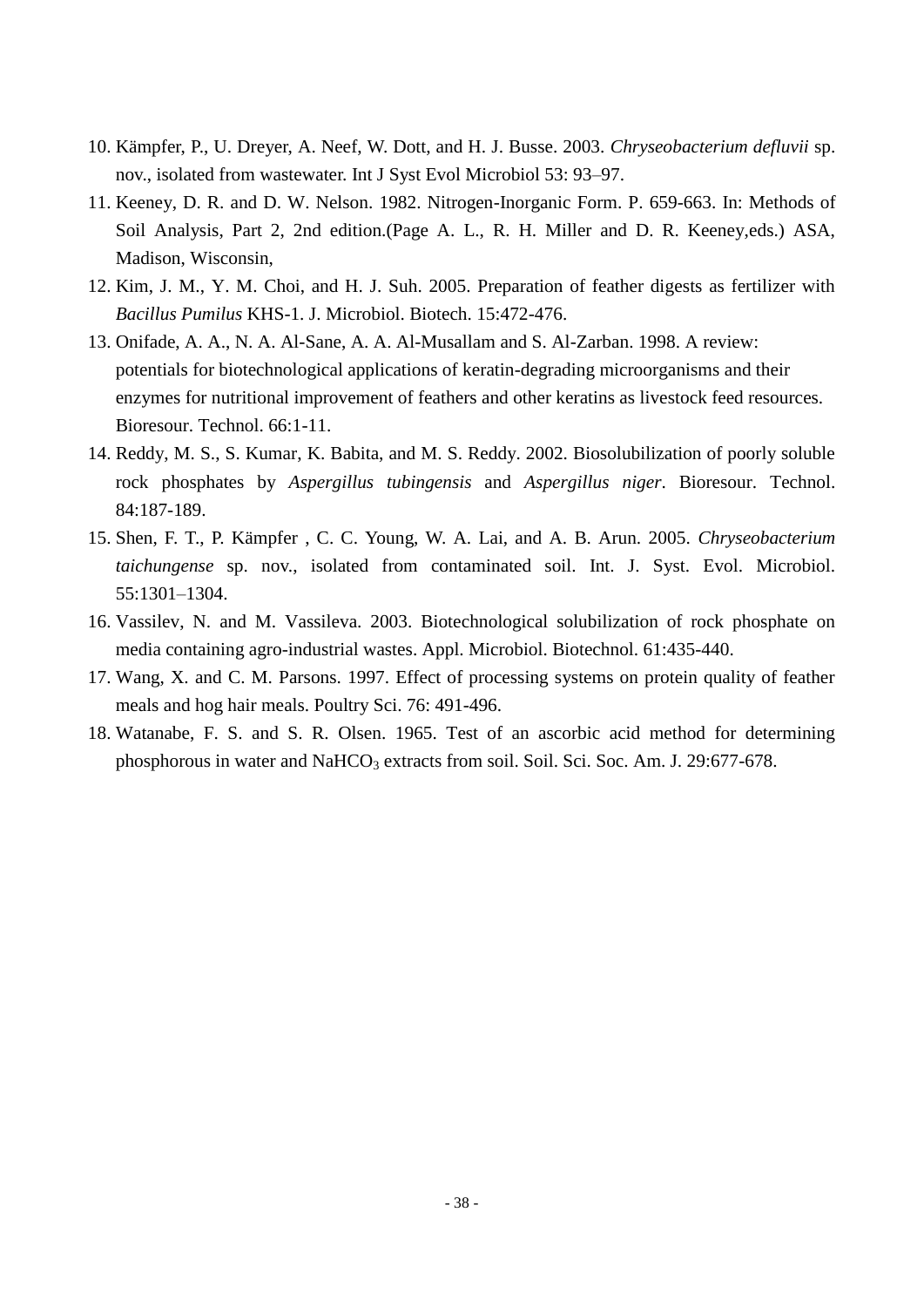10. Kämpfer, P., U. Dreyer, A. Neef, W. Dott, and H. J. Busse. 2003. *Chryseobacterium defluvii* sp. nov., isolated from wastewater. Int J Syst Evol Microbiol 53: 93–97.
11. Keeney, D. R. and D. W. Nelson. 1982. Nitrogen-Inorganic Form. P. 659-663. In: Methods of Soil Analysis, Part 2, 2nd edition.(Page A. L., R. H. Miller and D. R. Keeney,eds.) ASA, Madison, Wisconsin,
12. Kim, J. M., Y. M. Choi, and H. J. Suh. 2005. Preparation of feather digests as fertilizer with *Bacillus Pumilus* KHS-1. J. Microbiol. Biotech. 15:472-476.
13. Onifade, A. A., N. A. Al-Sane, A. A. Al-Musallam and S. Al-Zarban. 1998. A review: potentials for biotechnological applications of keratin-degrading microorganisms and their enzymes for nutritional improvement of feathers and other keratins as livestock feed resources. Bioresour. Technol. 66:1-11.
14. Reddy, M. S., S. Kumar, K. Babita, and M. S. Reddy. 2002. Biosolubilization of poorly soluble rock phosphates by *Aspergillus tubingensis* and *Aspergillus niger*. Bioresour. Technol. 84:187-189.
15. Shen, F. T., P. Kämpfer , C. C. Young, W. A. Lai, and A. B. Arun. 2005. *Chryseobacterium taichungense* sp. nov., isolated from contaminated soil. Int. J. Syst. Evol. Microbiol. 55:1301–1304.
16. Vassilev, N. and M. Vassileva. 2003. Biotechnological solubilization of rock phosphate on media containing agro-industrial wastes. Appl. Microbiol. Biotechnol. 61:435-440.
17. Wang, X. and C. M. Parsons. 1997. Effect of processing systems on protein quality of feather meals and hog hair meals. Poultry Sci. 76: 491-496.
18. Watanabe, F. S. and S. R. Olsen. 1965. Test of an ascorbic acid method for determining phosphorous in water and $NaHCO_3$ extracts from soil. Soil. Sci. Soc. Am. J. 29:677-678.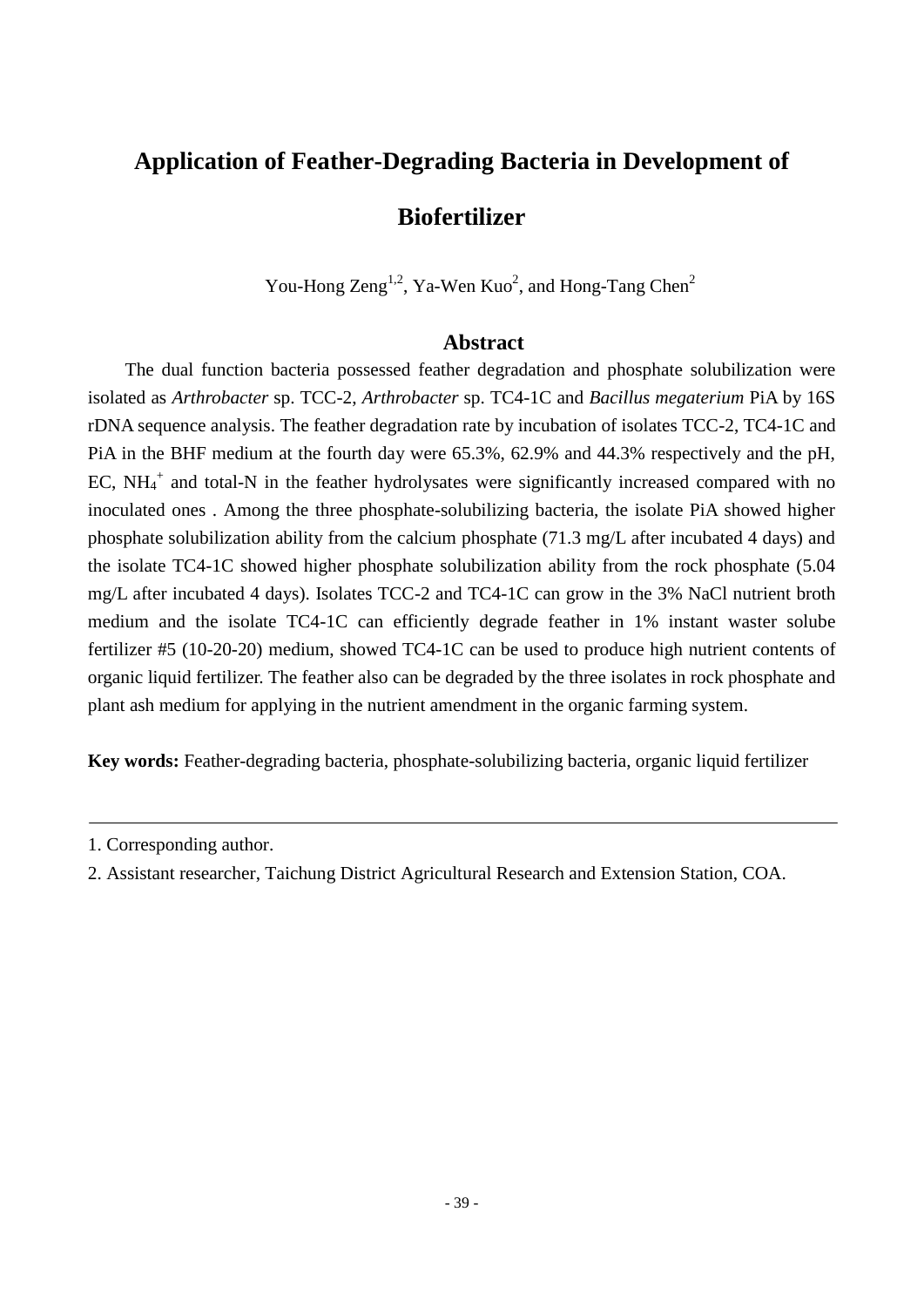# Application of Feather-Degrading Bacteria in Development of Biofertilizer

You-Hong Zeng[1,2], Ya-Wen Kuo[2], and Hong-Tang Chen[2]

## Abstract

The dual function bacteria possessed feather degradation and phosphate solubilization were isolated as *Arthrobacter* sp. TCC-2, *Arthrobacter* sp. TC4-1C and *Bacillus megaterium* PiA by 16S rDNA sequence analysis. The feather degradation rate by incubation of isolates TCC-2, TC4-1C and PiA in the BHF medium at the fourth day were 65.3%, 62.9% and 44.3% respectively and the pH, EC, $NH_4^+$ and total-N in the feather hydrolysates were significantly increased compared with no inoculated ones . Among the three phosphate-solubilizing bacteria, the isolate PiA showed higher phosphate solubilization ability from the calcium phosphate (71.3 mg/L after incubated 4 days) and the isolate TC4-1C showed higher phosphate solubilization ability from the rock phosphate (5.04 mg/L after incubated 4 days). Isolates TCC-2 and TC4-1C can grow in the 3% NaCl nutrient broth medium and the isolate TC4-1C can efficiently degrade feather in 1% instant waster solube fertilizer #5 (10-20-20) medium, showed TC4-1C can be used to produce high nutrient contents of organic liquid fertilizer. The feather also can be degraded by the three isolates in rock phosphate and plant ash medium for applying in the nutrient amendment in the organic farming system.

**Key words:** Feather-degrading bacteria, phosphate-solubilizing bacteria, organic liquid fertilizer

---

1. Corresponding author.
2. Assistant researcher, Taichung District Agricultural Research and Extension Station, COA.